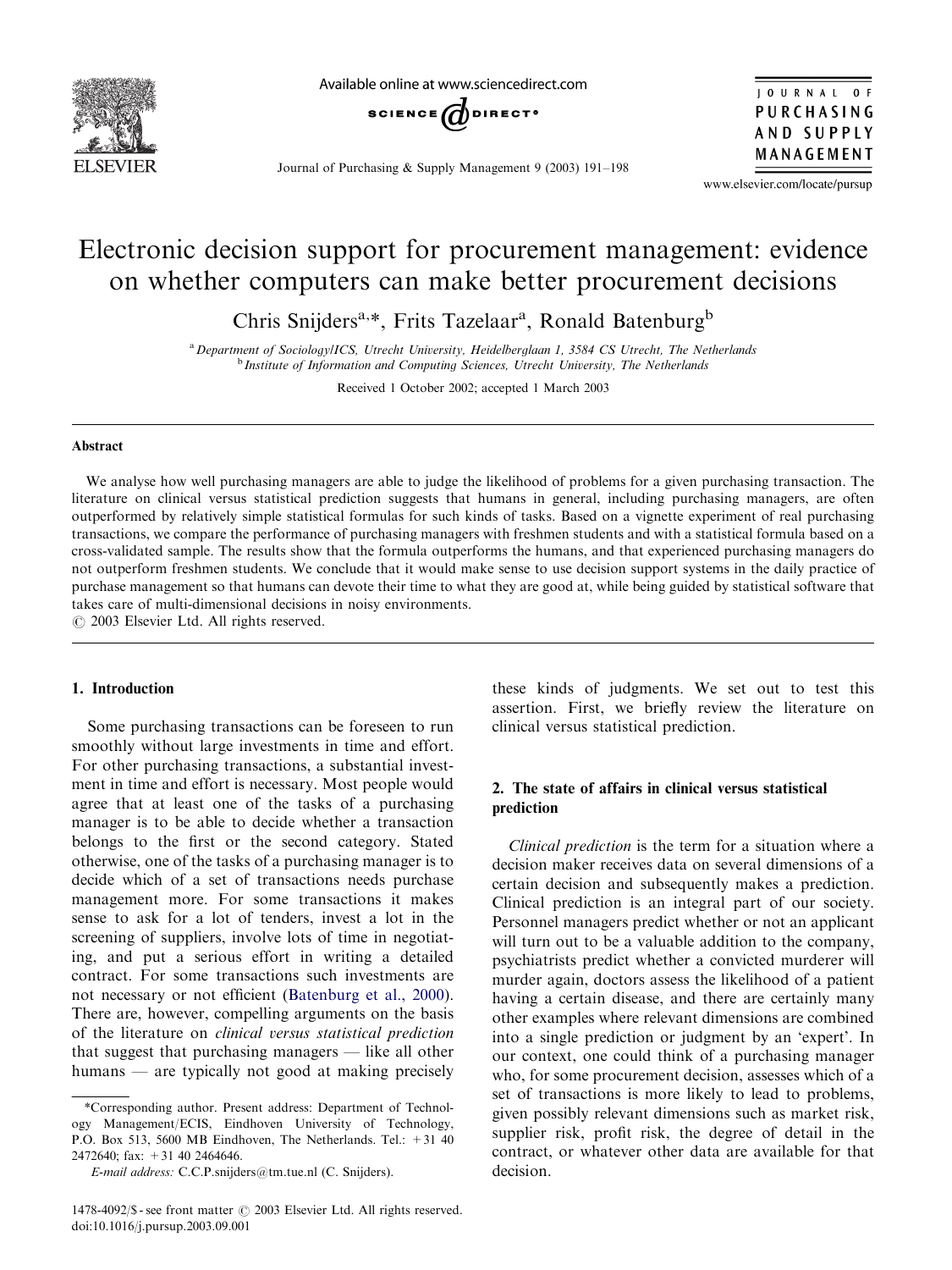# Electronic decision support for procurement management: evidence on whether computers can make better procurement decisions

Chris Snijders[a,*], Frits Tazelaar[a], Ronald Batenburg[b]

[a] *Department of Sociology/ICS, Utrecht University, Heidelberglaan 1, 3584 CS Utrecht, The Netherlands*
[b] *Institute of Information and Computing Sciences, Utrecht University, The Netherlands*

Received 1 October 2002; accepted 1 March 2003

## Abstract

We analyse how well purchasing managers are able to judge the likelihood of problems for a given purchasing transaction. The literature on clinical versus statistical prediction suggests that humans in general, including purchasing managers, are often outperformed by relatively simple statistical formulas for such kinds of tasks. Based on a vignette experiment of real purchasing transactions, we compare the performance of purchasing managers with freshmen students and with a statistical formula based on a cross-validated sample. The results show that the formula outperforms the humans, and that experienced purchasing managers do not outperform freshmen students. We conclude that it would make sense to use decision support systems in the daily practice of purchase management so that humans can devote their time to what they are good at, while being guided by statistical software that takes care of multi-dimensional decisions in noisy environments.
© 2003 Elsevier Ltd. All rights reserved.

## 1. Introduction

Some purchasing transactions can be foreseen to run smoothly without large investments in time and effort. For other purchasing transactions, a substantial investment in time and effort is necessary. Most people would agree that at least one of the tasks of a purchasing manager is to be able to decide whether a transaction belongs to the first or the second category. Stated otherwise, one of the tasks of a purchasing manager is to decide which of a set of transactions needs purchase management more. For some transactions it makes sense to ask for a lot of tenders, invest a lot in the screening of suppliers, involve lots of time in negotiating, and put a serious effort in writing a detailed contract. For some transactions such investments are not necessary or not efficient (Batenburg et al., 2000). There are, however, compelling arguments on the basis of the literature on *clinical versus statistical prediction* that suggest that purchasing managers — like all other humans — are typically not good at making precisely these kinds of judgments. We set out to test this assertion. First, we briefly review the literature on clinical versus statistical prediction.

## 2. The state of affairs in clinical versus statistical prediction

*Clinical prediction* is the term for a situation where a decision maker receives data on several dimensions of a certain decision and subsequently makes a prediction. Clinical prediction is an integral part of our society. Personnel managers predict whether or not an applicant will turn out to be a valuable addition to the company, psychiatrists predict whether a convicted murderer will murder again, doctors assess the likelihood of a patient having a certain disease, and there are certainly many other examples where relevant dimensions are combined into a single prediction or judgment by an 'expert'. In our context, one could think of a purchasing manager who, for some procurement decision, assesses which of a set of transactions is more likely to lead to problems, given possibly relevant dimensions such as market risk, supplier risk, profit risk, the degree of detail in the contract, or whatever other data are available for that decision.

*Corresponding author. Present address: Department of Technology Management/ECIS, Eindhoven University of Technology, P.O. Box 513, 5600 MB Eindhoven, The Netherlands. Tel.: +31 40 2472640; fax: +31 40 2464646.
*E-mail address:* C.C.P.snijders@tm.tue.nl (C. Snijders).

1478-4092/$ - see front matter © 2003 Elsevier Ltd. All rights reserved.
doi:10.1016/j.pursup.2003.09.001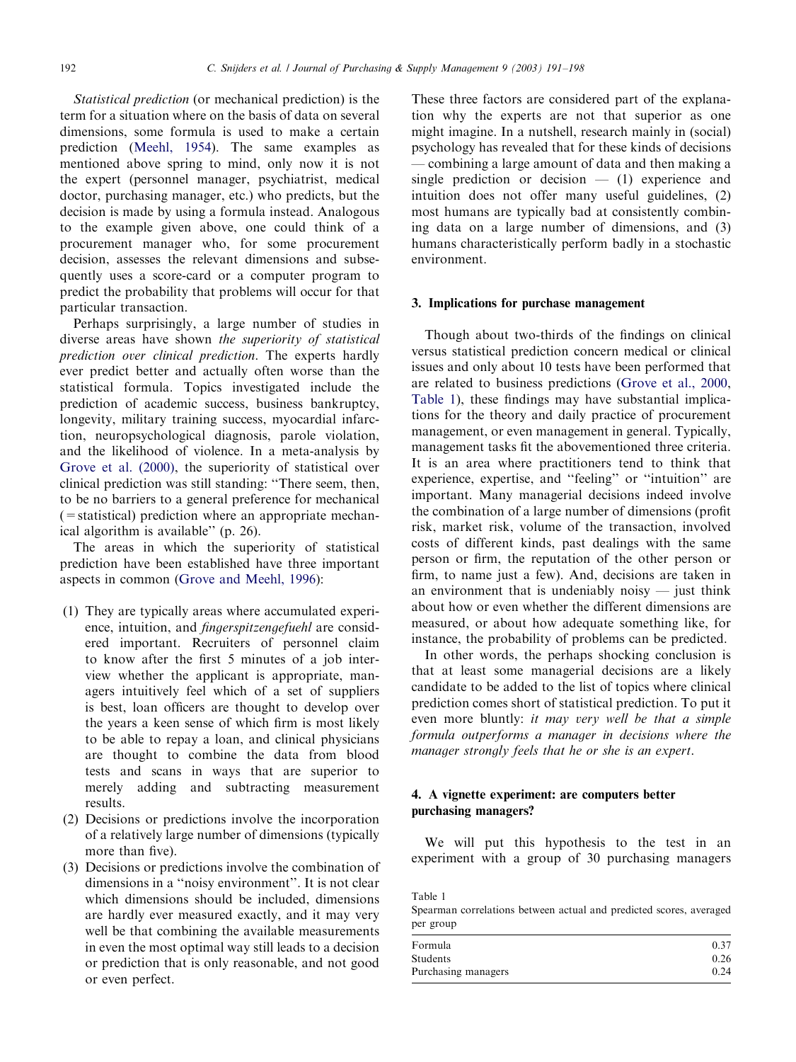*Statistical prediction* (or mechanical prediction) is the term for a situation where on the basis of data on several dimensions, some formula is used to make a certain prediction (Meehl, 1954). The same examples as mentioned above spring to mind, only now it is not the expert (personnel manager, psychiatrist, medical doctor, purchasing manager, etc.) who predicts, but the decision is made by using a formula instead. Analogous to the example given above, one could think of a procurement manager who, for some procurement decision, assesses the relevant dimensions and subsequently uses a score-card or a computer program to predict the probability that problems will occur for that particular transaction.

Perhaps surprisingly, a large number of studies in diverse areas have shown *the superiority of statistical prediction over clinical prediction*. The experts hardly ever predict better and actually often worse than the statistical formula. Topics investigated include the prediction of academic success, business bankruptcy, longevity, military training success, myocardial infarction, neuropsychological diagnosis, parole violation, and the likelihood of violence. In a meta-analysis by Grove et al. (2000), the superiority of statistical over clinical prediction was still standing: "There seem, then, to be no barriers to a general preference for mechanical (= statistical) prediction where an appropriate mechanical algorithm is available" (p. 26).

The areas in which the superiority of statistical prediction have been established have three important aspects in common (Grove and Meehl, 1996):

(1) They are typically areas where accumulated experience, intuition, and *fingerspitzengefuehl* are considered important. Recruiters of personnel claim to know after the first 5 minutes of a job interview whether the applicant is appropriate, managers intuitively feel which of a set of suppliers is best, loan officers are thought to develop over the years a keen sense of which firm is most likely to be able to repay a loan, and clinical physicians are thought to combine the data from blood tests and scans in ways that are superior to merely adding and subtracting measurement results.
(2) Decisions or predictions involve the incorporation of a relatively large number of dimensions (typically more than five).
(3) Decisions or predictions involve the combination of dimensions in a "noisy environment". It is not clear which dimensions should be included, dimensions are hardly ever measured exactly, and it may very well be that combining the available measurements in even the most optimal way still leads to a decision or prediction that is only reasonable, and not good or even perfect.

These three factors are considered part of the explanation why the experts are not that superior as one might imagine. In a nutshell, research mainly in (social) psychology has revealed that for these kinds of decisions — combining a large amount of data and then making a single prediction or decision — (1) experience and intuition does not offer many useful guidelines, (2) most humans are typically bad at consistently combining data on a large number of dimensions, and (3) humans characteristically perform badly in a stochastic environment.

## 3. Implications for purchase management

Though about two-thirds of the findings on clinical versus statistical prediction concern medical or clinical issues and only about 10 tests have been performed that are related to business predictions (Grove et al., 2000, Table 1), these findings may have substantial implications for the theory and daily practice of procurement management, or even management in general. Typically, management tasks fit the abovementioned three criteria. It is an area where practitioners tend to think that experience, expertise, and "feeling" or "intuition" are important. Many managerial decisions indeed involve the combination of a large number of dimensions (profit risk, market risk, volume of the transaction, involved costs of different kinds, past dealings with the same person or firm, the reputation of the other person or firm, to name just a few). And, decisions are taken in an environment that is undeniably noisy — just think about how or even whether the different dimensions are measured, or about how adequate something like, for instance, the probability of problems can be predicted.

In other words, the perhaps shocking conclusion is that at least some managerial decisions are a likely candidate to be added to the list of topics where clinical prediction comes short of statistical prediction. To put it even more bluntly: *it may very well be that a simple formula outperforms a manager in decisions where the manager strongly feels that he or she is an expert*.

## 4. A vignette experiment: are computers better purchasing managers?

We will put this hypothesis to the test in an experiment with a group of 30 purchasing managers

Table 1
Spearman correlations between actual and predicted scores, averaged per group

| | |
|---|---|
| Formula | 0.37 |
| Students | 0.26 |
| Purchasing managers | 0.24 |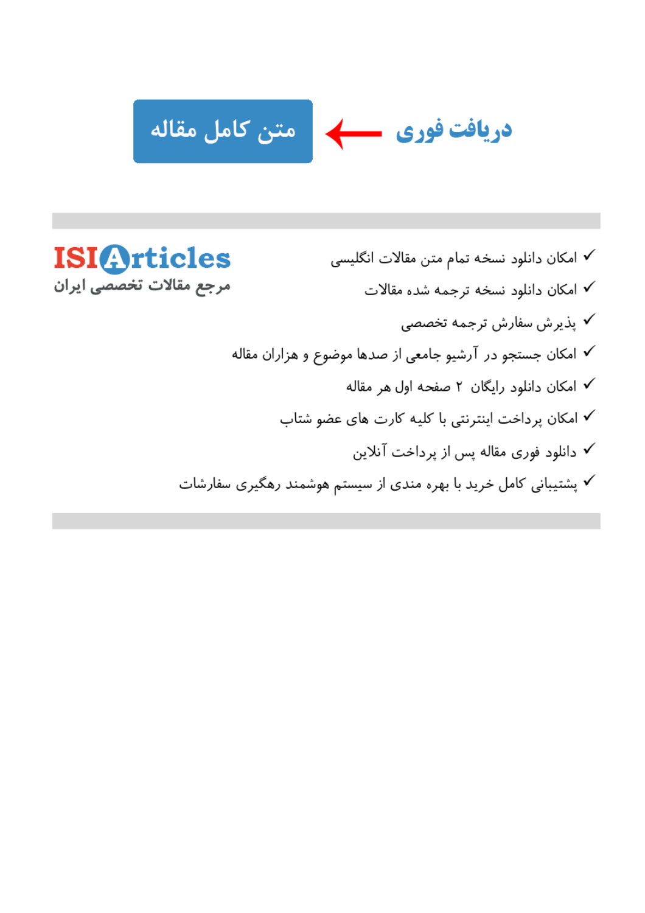متن کامل مقاله ← دریافت فوری

**ISIArticles**
مرجع مقالات تخصصی ایران

- ✓ امکان دانلود نسخه تمام متن مقالات انگلیسی
- ✓ امکان دانلود نسخه ترجمه شده مقالات
- ✓ پذیرش سفارش ترجمه تخصصی
- ✓ امکان جستجو در آرشیو جامعی از صدها موضوع و هزاران مقاله
- ✓ امکان دانلود رایگان ۲ صفحه اول هر مقاله
- ✓ امکان پرداخت اینترنتی با کلیه کارت های عضو شتاب
- ✓ دانلود فوری مقاله پس از پرداخت آنلاین
- ✓ پشتیبانی کامل خرید با بهره مندی از سیستم هوشمند رهگیری سفارشات